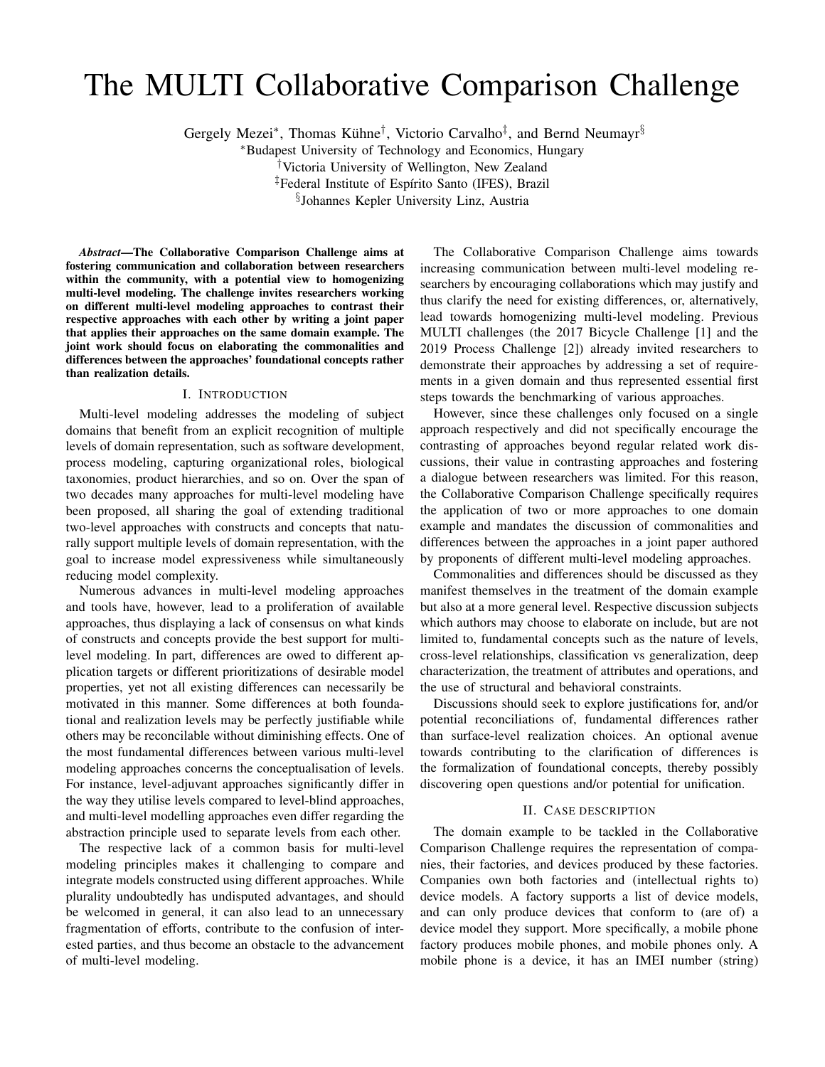# The MULTI Collaborative Comparison Challenge

Gergely Mezei*, Thomas Kühne†, Victorio Carvalho‡, and Bernd Neumayr§

*Budapest University of Technology and Economics, Hungary
†Victoria University of Wellington, New Zealand
‡Federal Institute of Espírito Santo (IFES), Brazil
§Johannes Kepler University Linz, Austria

***Abstract*—The Collaborative Comparison Challenge aims at fostering communication and collaboration between researchers within the community, with a potential view to homogenizing multi-level modeling. The challenge invites researchers working on different multi-level modeling approaches to contrast their respective approaches with each other by writing a joint paper that applies their approaches on the same domain example. The joint work should focus on elaborating the commonalities and differences between the approaches' foundational concepts rather than realization details.**

## I. Introduction

Multi-level modeling addresses the modeling of subject domains that benefit from an explicit recognition of multiple levels of domain representation, such as software development, process modeling, capturing organizational roles, biological taxonomies, product hierarchies, and so on. Over the span of two decades many approaches for multi-level modeling have been proposed, all sharing the goal of extending traditional two-level approaches with constructs and concepts that naturally support multiple levels of domain representation, with the goal to increase model expressiveness while simultaneously reducing model complexity.

Numerous advances in multi-level modeling approaches and tools have, however, lead to a proliferation of available approaches, thus displaying a lack of consensus on what kinds of constructs and concepts provide the best support for multi-level modeling. In part, differences are owed to different application targets or different prioritizations of desirable model properties, yet not all existing differences can necessarily be motivated in this manner. Some differences at both foundational and realization levels may be perfectly justifiable while others may be reconcilable without diminishing effects. One of the most fundamental differences between various multi-level modeling approaches concerns the conceptualisation of levels. For instance, level-adjuvant approaches significantly differ in the way they utilise levels compared to level-blind approaches, and multi-level modelling approaches even differ regarding the abstraction principle used to separate levels from each other.

The respective lack of a common basis for multi-level modeling principles makes it challenging to compare and integrate models constructed using different approaches. While plurality undoubtedly has undisputed advantages, and should be welcomed in general, it can also lead to an unnecessary fragmentation of efforts, contribute to the confusion of interested parties, and thus become an obstacle to the advancement of multi-level modeling.

The Collaborative Comparison Challenge aims towards increasing communication between multi-level modeling researchers by encouraging collaborations which may justify and thus clarify the need for existing differences, or, alternatively, lead towards homogenizing multi-level modeling. Previous MULTI challenges (the 2017 Bicycle Challenge [1] and the 2019 Process Challenge [2]) already invited researchers to demonstrate their approaches by addressing a set of requirements in a given domain and thus represented essential first steps towards the benchmarking of various approaches.

However, since these challenges only focused on a single approach respectively and did not specifically encourage the contrasting of approaches beyond regular related work discussions, their value in contrasting approaches and fostering a dialogue between researchers was limited. For this reason, the Collaborative Comparison Challenge specifically requires the application of two or more approaches to one domain example and mandates the discussion of commonalities and differences between the approaches in a joint paper authored by proponents of different multi-level modeling approaches.

Commonalities and differences should be discussed as they manifest themselves in the treatment of the domain example but also at a more general level. Respective discussion subjects which authors may choose to elaborate on include, but are not limited to, fundamental concepts such as the nature of levels, cross-level relationships, classification vs generalization, deep characterization, the treatment of attributes and operations, and the use of structural and behavioral constraints.

Discussions should seek to explore justifications for, and/or potential reconciliations of, fundamental differences rather than surface-level realization choices. An optional avenue towards contributing to the clarification of differences is the formalization of foundational concepts, thereby possibly discovering open questions and/or potential for unification.

## II. Case description

The domain example to be tackled in the Collaborative Comparison Challenge requires the representation of companies, their factories, and devices produced by these factories. Companies own both factories and (intellectual rights to) device models. A factory supports a list of device models, and can only produce devices that conform to (are of) a device model they support. More specifically, a mobile phone factory produces mobile phones, and mobile phones only. A mobile phone is a device, it has an IMEI number (string)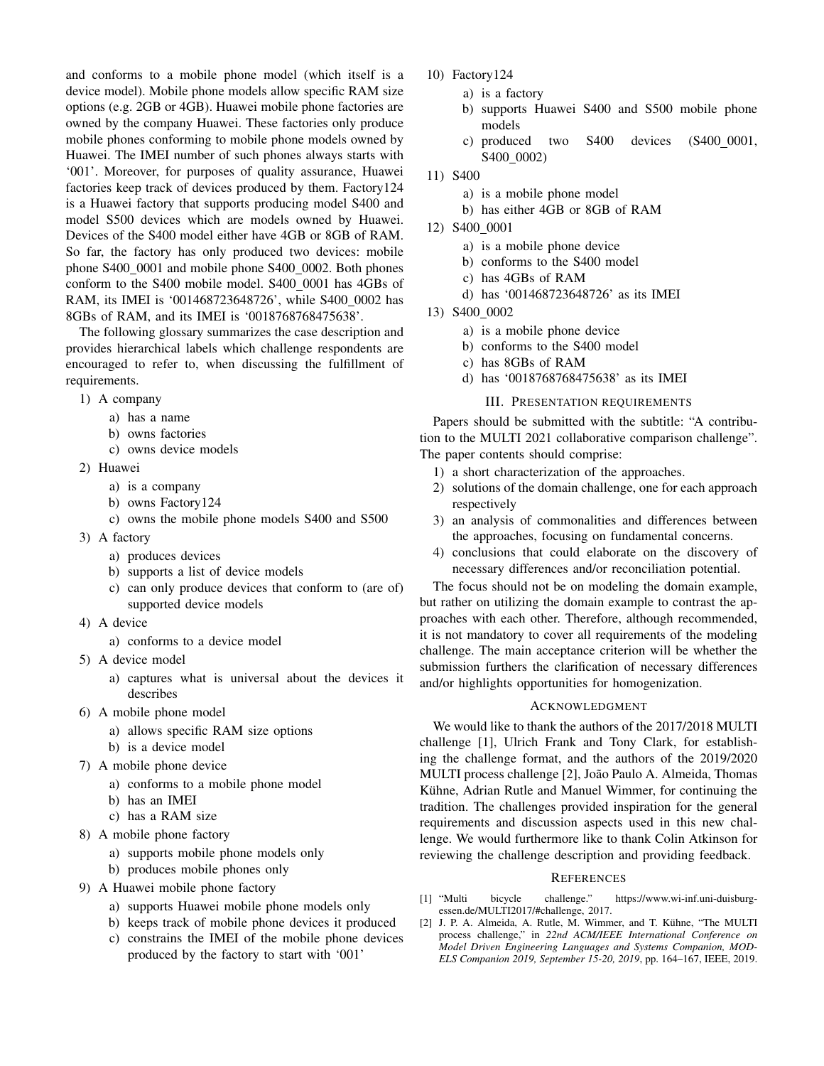and conforms to a mobile phone model (which itself is a device model). Mobile phone models allow specific RAM size options (e.g. 2GB or 4GB). Huawei mobile phone factories are owned by the company Huawei. These factories only produce mobile phones conforming to mobile phone models owned by Huawei. The IMEI number of such phones always starts with '001'. Moreover, for purposes of quality assurance, Huawei factories keep track of devices produced by them. Factory124 is a Huawei factory that supports producing model S400 and model S500 devices which are models owned by Huawei. Devices of the S400 model either have 4GB or 8GB of RAM. So far, the factory has only produced two devices: mobile phone S400_0001 and mobile phone S400_0002. Both phones conform to the S400 mobile model. S400_0001 has 4GBs of RAM, its IMEI is '001468723648726', while S400_0002 has 8GBs of RAM, and its IMEI is '0018768768475638'.

The following glossary summarizes the case description and provides hierarchical labels which challenge respondents are encouraged to refer to, when discussing the fulfillment of requirements.

1) A company
   a) has a name
   b) owns factories
   c) owns device models
2) Huawei
   a) is a company
   b) owns Factory124
   c) owns the mobile phone models S400 and S500
3) A factory
   a) produces devices
   b) supports a list of device models
   c) can only produce devices that conform to (are of) supported device models
4) A device
   a) conforms to a device model
5) A device model
   a) captures what is universal about the devices it describes
6) A mobile phone model
   a) allows specific RAM size options
   b) is a device model
7) A mobile phone device
   a) conforms to a mobile phone model
   b) has an IMEI
   c) has a RAM size
8) A mobile phone factory
   a) supports mobile phone models only
   b) produces mobile phones only
9) A Huawei mobile phone factory
   a) supports Huawei mobile phone models only
   b) keeps track of mobile phone devices it produced
   c) constrains the IMEI of the mobile phone devices produced by the factory to start with '001'
10) Factory124
    a) is a factory
    b) supports Huawei S400 and S500 mobile phone models
    c) produced two S400 devices (S400_0001, S400_0002)
11) S400
    a) is a mobile phone model
    b) has either 4GB or 8GB of RAM
12) S400_0001
    a) is a mobile phone device
    b) conforms to the S400 model
    c) has 4GBs of RAM
    d) has '001468723648726' as its IMEI
13) S400_0002
    a) is a mobile phone device
    b) conforms to the S400 model
    c) has 8GBs of RAM
    d) has '0018768768475638' as its IMEI

## III. Presentation requirements

Papers should be submitted with the subtitle: "A contribution to the MULTI 2021 collaborative comparison challenge". The paper contents should comprise:

1) a short characterization of the approaches.
2) solutions of the domain challenge, one for each approach respectively
3) an analysis of commonalities and differences between the approaches, focusing on fundamental concerns.
4) conclusions that could elaborate on the discovery of necessary differences and/or reconciliation potential.

The focus should not be on modeling the domain example, but rather on utilizing the domain example to contrast the approaches with each other. Therefore, although recommended, it is not mandatory to cover all requirements of the modeling challenge. The main acceptance criterion will be whether the submission furthers the clarification of necessary differences and/or highlights opportunities for homogenization.

## Acknowledgment

We would like to thank the authors of the 2017/2018 MULTI challenge [1], Ulrich Frank and Tony Clark, for establishing the challenge format, and the authors of the 2019/2020 MULTI process challenge [2], João Paulo A. Almeida, Thomas Kühne, Adrian Rutle and Manuel Wimmer, for continuing the tradition. The challenges provided inspiration for the general requirements and discussion aspects used in this new challenge. We would furthermore like to thank Colin Atkinson for reviewing the challenge description and providing feedback.

## References

[1] "Multi bicycle challenge." https://www.wi-inf.uni-duisburg-essen.de/MULTI2017/#challenge, 2017.

[2] J. P. A. Almeida, A. Rutle, M. Wimmer, and T. Kühne, "The MULTI process challenge," in *22nd ACM/IEEE International Conference on Model Driven Engineering Languages and Systems Companion, MODELS Companion 2019, September 15-20, 2019*, pp. 164–167, IEEE, 2019.